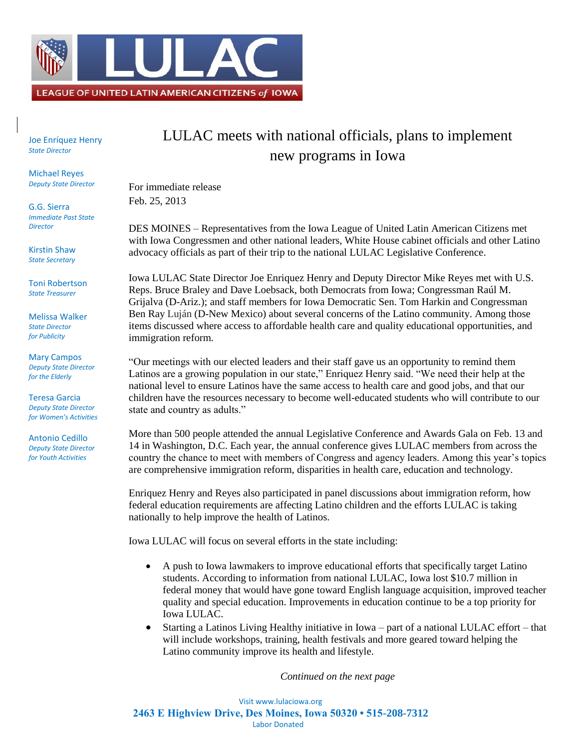LEAGUE OF UNITED LATIN AMERICAN CITIZENS *of* IOWA

Joe Enríquez Henry
*State Director*

Michael Reyes
*Deputy State Director*

G.G. Sierra
*Immediate Past State Director*

Kirstin Shaw
*State Secretary*

Toni Robertson
*State Treasurer*

Melissa Walker
*State Director for Publicity*

Mary Campos
*Deputy State Director for the Elderly*

Teresa Garcia
*Deputy State Director for Women's Activities*

Antonio Cedillo
*Deputy State Director for Youth Activities*

# LULAC meets with national officials, plans to implement new programs in Iowa

For immediate release
Feb. 25, 2013

DES MOINES – Representatives from the Iowa League of United Latin American Citizens met with Iowa Congressmen and other national leaders, White House cabinet officials and other Latino advocacy officials as part of their trip to the national LULAC Legislative Conference.

Iowa LULAC State Director Joe Enriquez Henry and Deputy Director Mike Reyes met with U.S. Reps. Bruce Braley and Dave Loebsack, both Democrats from Iowa; Congressman Raúl M. Grijalva (D-Ariz.); and staff members for Iowa Democratic Sen. Tom Harkin and Congressman Ben Ray Luján (D-New Mexico) about several concerns of the Latino community. Among those items discussed where access to affordable health care and quality educational opportunities, and immigration reform.

"Our meetings with our elected leaders and their staff gave us an opportunity to remind them Latinos are a growing population in our state," Enriquez Henry said. "We need their help at the national level to ensure Latinos have the same access to health care and good jobs, and that our children have the resources necessary to become well-educated students who will contribute to our state and country as adults."

More than 500 people attended the annual Legislative Conference and Awards Gala on Feb. 13 and 14 in Washington, D.C. Each year, the annual conference gives LULAC members from across the country the chance to meet with members of Congress and agency leaders. Among this year's topics are comprehensive immigration reform, disparities in health care, education and technology.

Enriquez Henry and Reyes also participated in panel discussions about immigration reform, how federal education requirements are affecting Latino children and the efforts LULAC is taking nationally to help improve the health of Latinos.

Iowa LULAC will focus on several efforts in the state including:

- A push to Iowa lawmakers to improve educational efforts that specifically target Latino students. According to information from national LULAC, Iowa lost $10.7 million in federal money that would have gone toward English language acquisition, improved teacher quality and special education. Improvements in education continue to be a top priority for Iowa LULAC.
- Starting a Latinos Living Healthy initiative in Iowa – part of a national LULAC effort – that will include workshops, training, health festivals and more geared toward helping the Latino community improve its health and lifestyle.

*Continued on the next page*

Visit www.lulaciowa.org
**2463 E Highview Drive, Des Moines, Iowa 50320 • 515-208-7312**
Labor Donated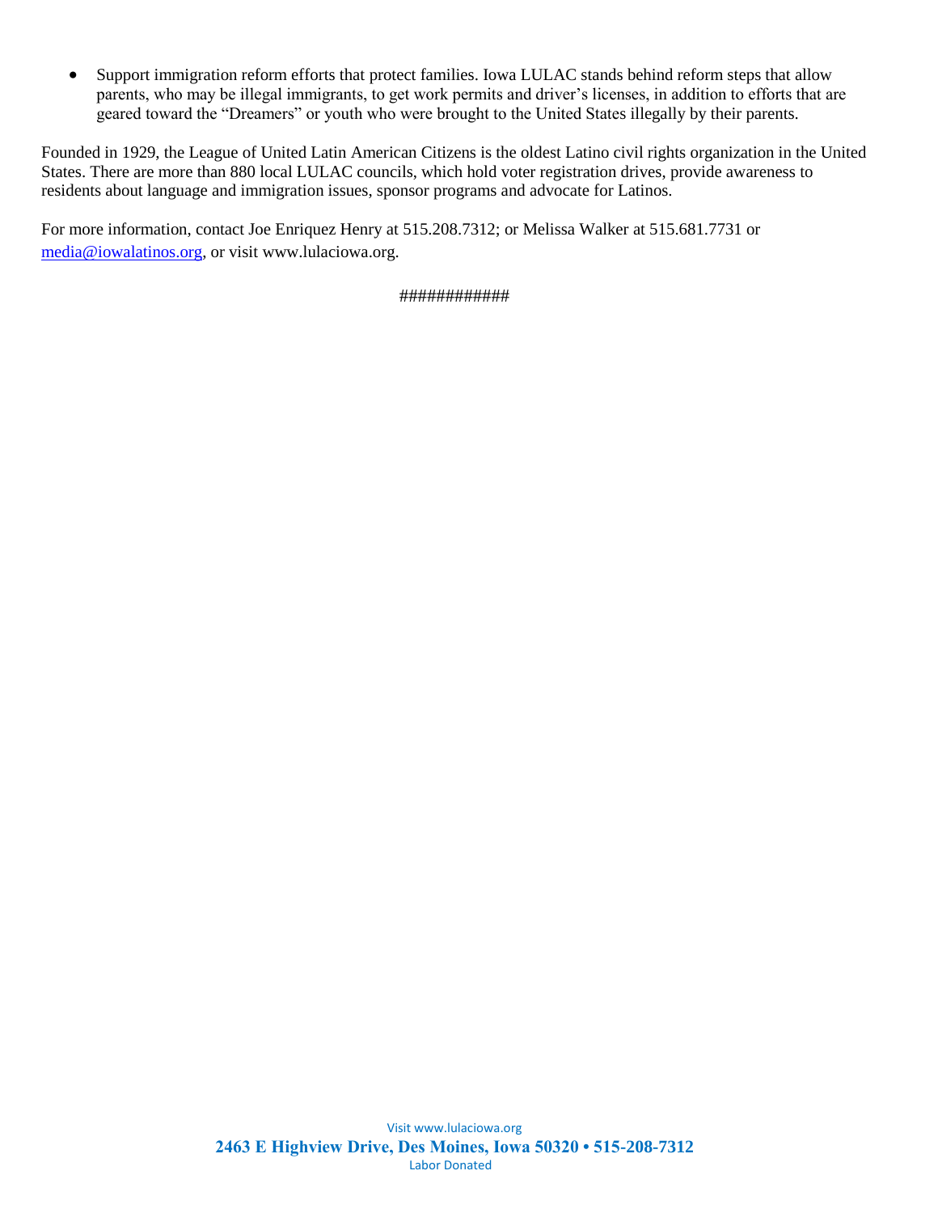- Support immigration reform efforts that protect families. Iowa LULAC stands behind reform steps that allow parents, who may be illegal immigrants, to get work permits and driver's licenses, in addition to efforts that are geared toward the "Dreamers" or youth who were brought to the United States illegally by their parents.

Founded in 1929, the League of United Latin American Citizens is the oldest Latino civil rights organization in the United States. There are more than 880 local LULAC councils, which hold voter registration drives, provide awareness to residents about language and immigration issues, sponsor programs and advocate for Latinos.

For more information, contact Joe Enriquez Henry at 515.208.7312; or Melissa Walker at 515.681.7731 or media@iowalatinos.org, or visit www.lulaciowa.org.

############

Visit www.lulaciowa.org

**2463 E Highview Drive, Des Moines, Iowa 50320 • 515-208-7312**

Labor Donated